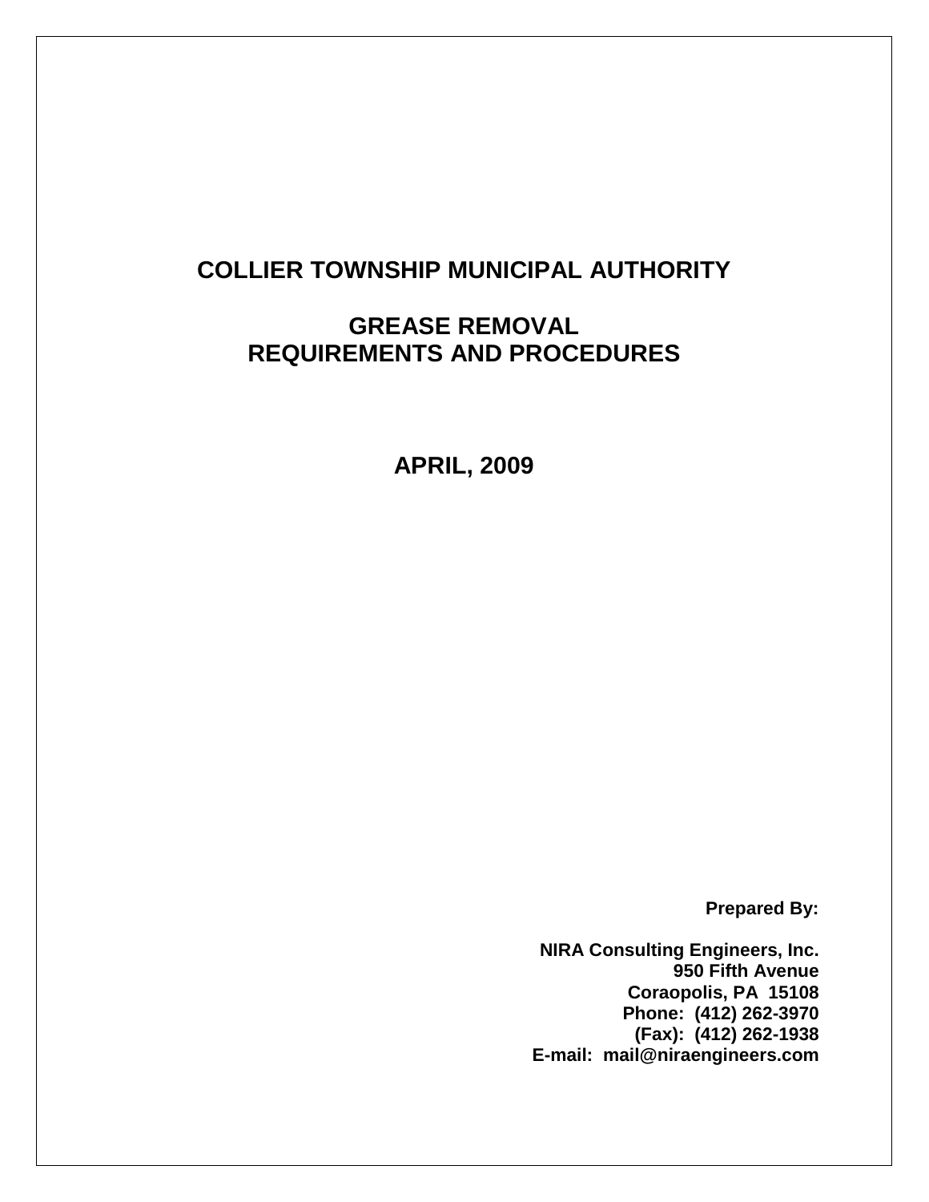# COLLIER TOWNSHIP MUNICIPAL AUTHORITY

## GREASE REMOVAL REQUIREMENTS AND PROCEDURES

## APRIL, 2009

**Prepared By:**

**NIRA Consulting Engineers, Inc.**
**950 Fifth Avenue**
**Coraopolis, PA 15108**
**Phone: (412) 262-3970**
**(Fax): (412) 262-1938**
**E-mail: mail@niraengineers.com**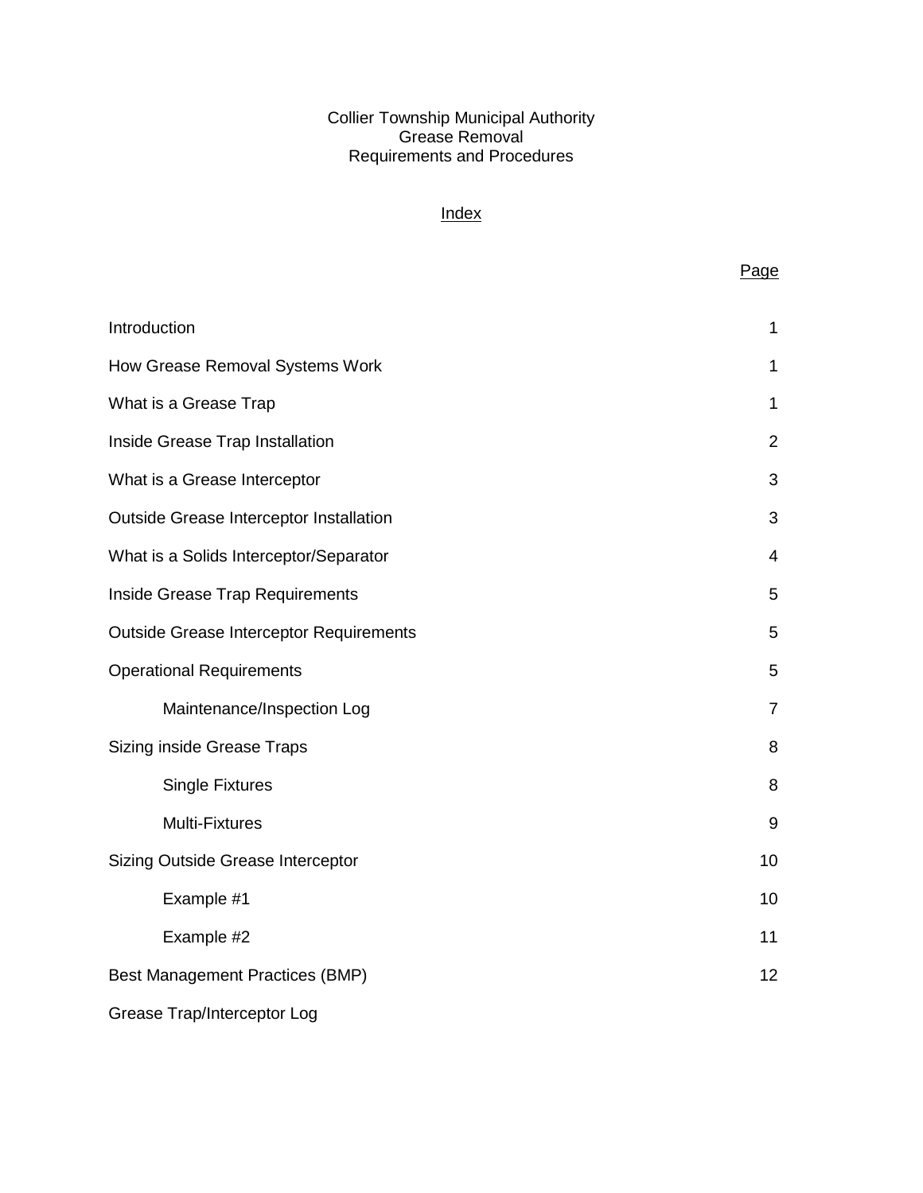Collier Township Municipal Authority
Grease Removal
Requirements and Procedures

## Index

| | Page |
|---|---|
| Introduction | 1 |
| How Grease Removal Systems Work | 1 |
| What is a Grease Trap | 1 |
| Inside Grease Trap Installation | 2 |
| What is a Grease Interceptor | 3 |
| Outside Grease Interceptor Installation | 3 |
| What is a Solids Interceptor/Separator | 4 |
| Inside Grease Trap Requirements | 5 |
| Outside Grease Interceptor Requirements | 5 |
| Operational Requirements | 5 |
| Maintenance/Inspection Log | 7 |
| Sizing inside Grease Traps | 8 |
| Single Fixtures | 8 |
| Multi-Fixtures | 9 |
| Sizing Outside Grease Interceptor | 10 |
| Example #1 | 10 |
| Example #2 | 11 |
| Best Management Practices (BMP) | 12 |
| Grease Trap/Interceptor Log | |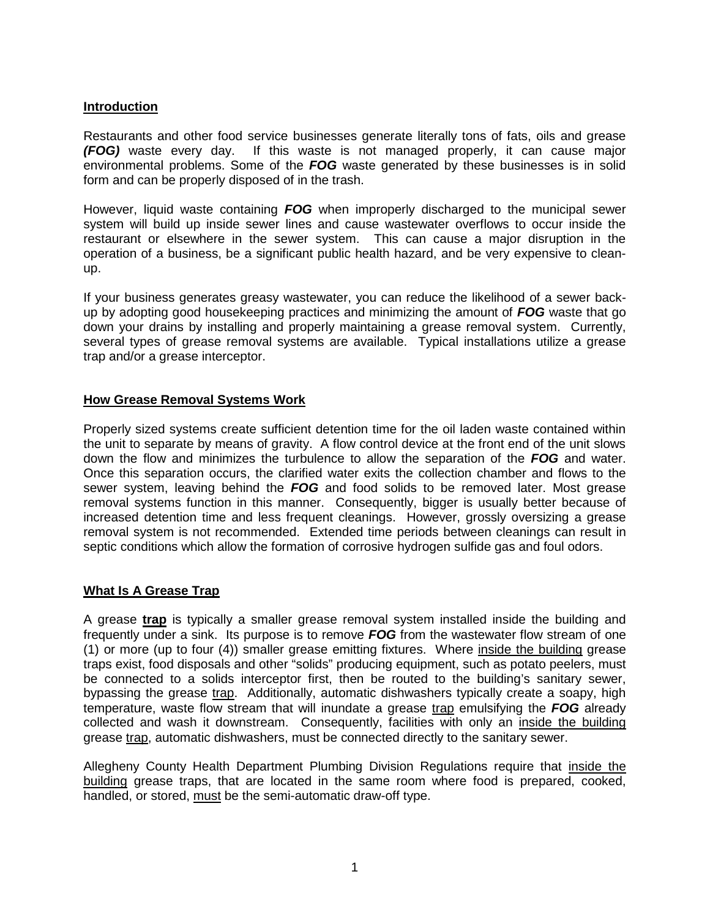## Introduction

Restaurants and other food service businesses generate literally tons of fats, oils and grease ***(FOG)*** waste every day. If this waste is not managed properly, it can cause major environmental problems. Some of the ***FOG*** waste generated by these businesses is in solid form and can be properly disposed of in the trash.

However, liquid waste containing ***FOG*** when improperly discharged to the municipal sewer system will build up inside sewer lines and cause wastewater overflows to occur inside the restaurant or elsewhere in the sewer system. This can cause a major disruption in the operation of a business, be a significant public health hazard, and be very expensive to clean-up.

If your business generates greasy wastewater, you can reduce the likelihood of a sewer back-up by adopting good housekeeping practices and minimizing the amount of ***FOG*** waste that go down your drains by installing and properly maintaining a grease removal system. Currently, several types of grease removal systems are available. Typical installations utilize a grease trap and/or a grease interceptor.

## How Grease Removal Systems Work

Properly sized systems create sufficient detention time for the oil laden waste contained within the unit to separate by means of gravity. A flow control device at the front end of the unit slows down the flow and minimizes the turbulence to allow the separation of the ***FOG*** and water. Once this separation occurs, the clarified water exits the collection chamber and flows to the sewer system, leaving behind the ***FOG*** and food solids to be removed later. Most grease removal systems function in this manner. Consequently, bigger is usually better because of increased detention time and less frequent cleanings. However, grossly oversizing a grease removal system is not recommended. Extended time periods between cleanings can result in septic conditions which allow the formation of corrosive hydrogen sulfide gas and foul odors.

## What Is A Grease Trap

A grease **trap** is typically a smaller grease removal system installed inside the building and frequently under a sink. Its purpose is to remove ***FOG*** from the wastewater flow stream of one (1) or more (up to four (4)) smaller grease emitting fixtures. Where inside the building grease traps exist, food disposals and other "solids" producing equipment, such as potato peelers, must be connected to a solids interceptor first, then be routed to the building's sanitary sewer, bypassing the grease trap. Additionally, automatic dishwashers typically create a soapy, high temperature, waste flow stream that will inundate a grease trap emulsifying the ***FOG*** already collected and wash it downstream. Consequently, facilities with only an inside the building grease trap, automatic dishwashers, must be connected directly to the sanitary sewer.

Allegheny County Health Department Plumbing Division Regulations require that inside the building grease traps, that are located in the same room where food is prepared, cooked, handled, or stored, must be the semi-automatic draw-off type.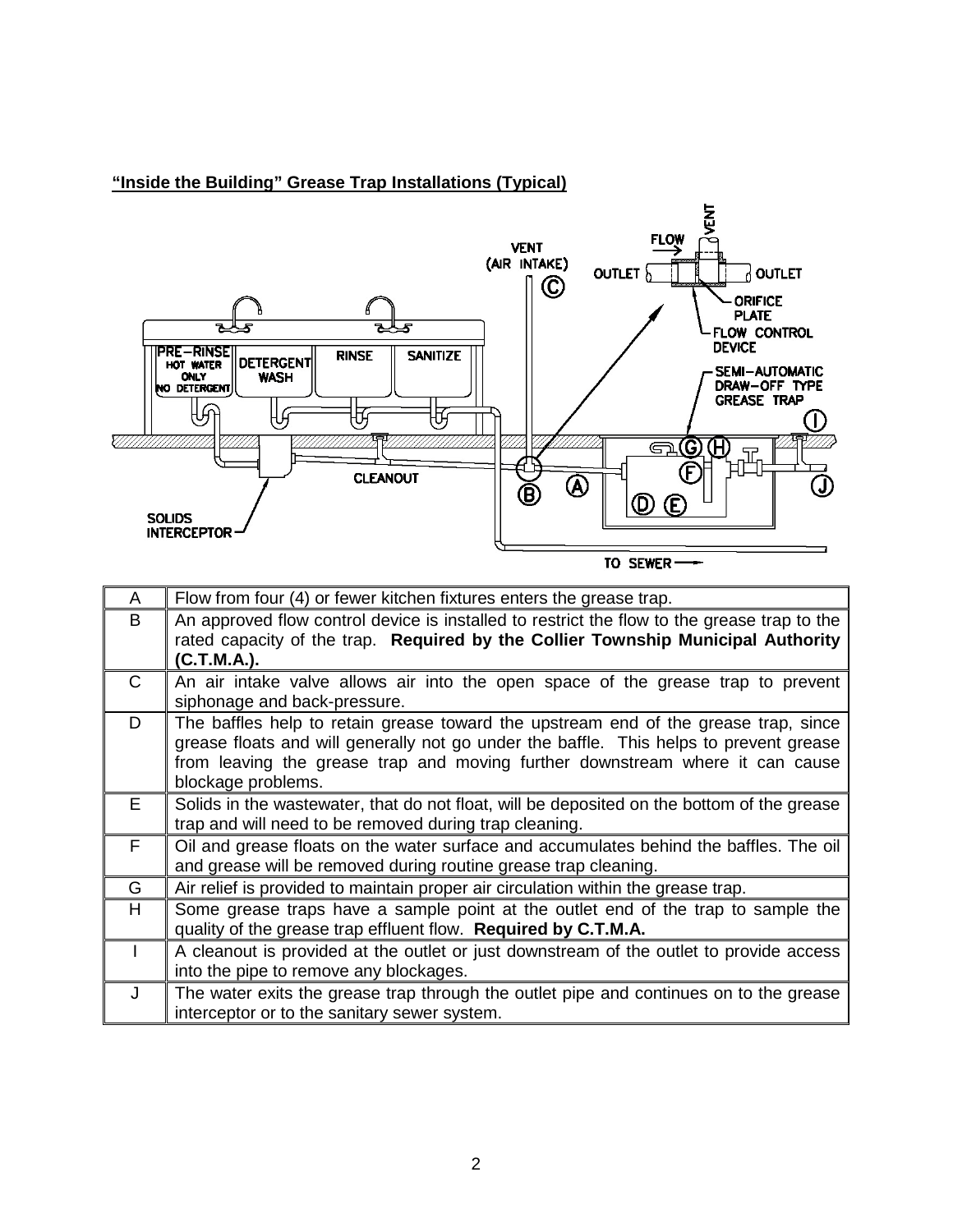**“Inside the Building” Grease Trap Installations (Typical)**

| | |
|---|---|
| A | Flow from four (4) or fewer kitchen fixtures enters the grease trap. |
| B | An approved flow control device is installed to restrict the flow to the grease trap to the rated capacity of the trap. **Required by the Collier Township Municipal Authority (C.T.M.A.).** |
| C | An air intake valve allows air into the open space of the grease trap to prevent siphonage and back-pressure. |
| D | The baffles help to retain grease toward the upstream end of the grease trap, since grease floats and will generally not go under the baffle. This helps to prevent grease from leaving the grease trap and moving further downstream where it can cause blockage problems. |
| E | Solids in the wastewater, that do not float, will be deposited on the bottom of the grease trap and will need to be removed during trap cleaning. |
| F | Oil and grease floats on the water surface and accumulates behind the baffles. The oil and grease will be removed during routine grease trap cleaning. |
| G | Air relief is provided to maintain proper air circulation within the grease trap. |
| H | Some grease traps have a sample point at the outlet end of the trap to sample the quality of the grease trap effluent flow. **Required by C.T.M.A.** |
| I | A cleanout is provided at the outlet or just downstream of the outlet to provide access into the pipe to remove any blockages. |
| J | The water exits the grease trap through the outlet pipe and continues on to the grease interceptor or to the sanitary sewer system. |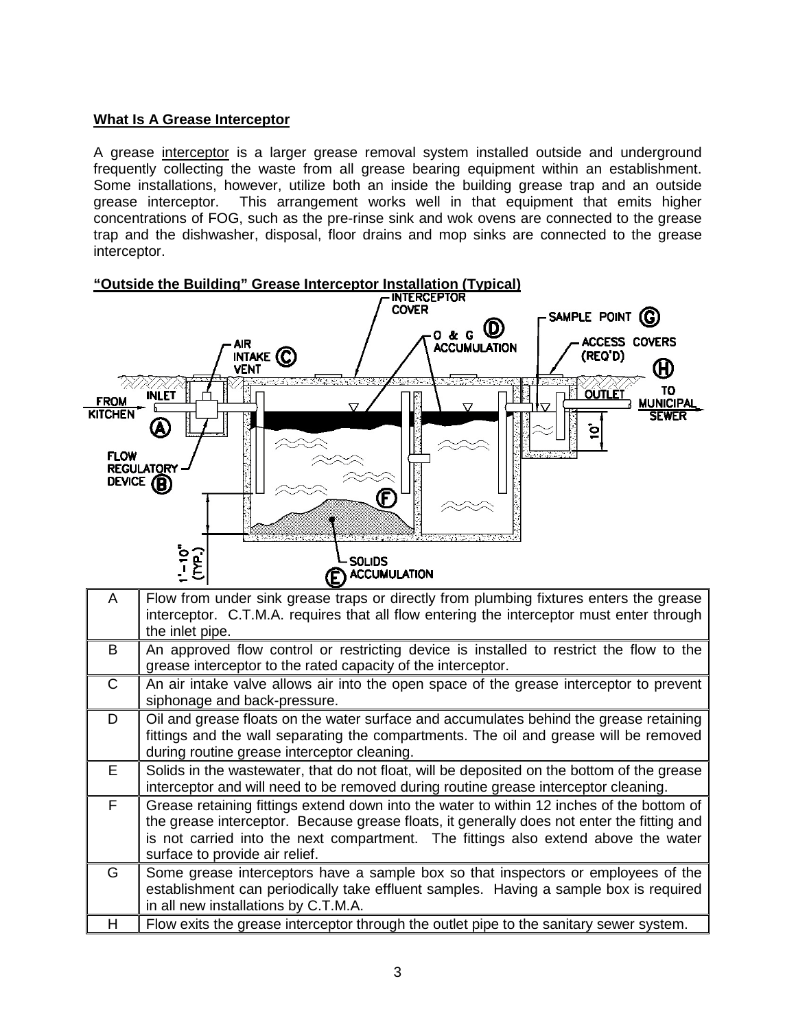**What Is A Grease Interceptor**

A grease interceptor is a larger grease removal system installed outside and underground frequently collecting the waste from all grease bearing equipment within an establishment. Some installations, however, utilize both an inside the building grease trap and an outside grease interceptor. This arrangement works well in that equipment that emits higher concentrations of FOG, such as the pre-rinse sink and wok ovens are connected to the grease trap and the dishwasher, disposal, floor drains and mop sinks are connected to the grease interceptor.

**"Outside the Building" Grease Interceptor Installation (Typical)**

| | |
|---|---|
| A | Flow from under sink grease traps or directly from plumbing fixtures enters the grease interceptor. C.T.M.A. requires that all flow entering the interceptor must enter through the inlet pipe. |
| B | An approved flow control or restricting device is installed to restrict the flow to the grease interceptor to the rated capacity of the interceptor. |
| C | An air intake valve allows air into the open space of the grease interceptor to prevent siphonage and back-pressure. |
| D | Oil and grease floats on the water surface and accumulates behind the grease retaining fittings and the wall separating the compartments. The oil and grease will be removed during routine grease interceptor cleaning. |
| E | Solids in the wastewater, that do not float, will be deposited on the bottom of the grease interceptor and will need to be removed during routine grease interceptor cleaning. |
| F | Grease retaining fittings extend down into the water to within 12 inches of the bottom of the grease interceptor. Because grease floats, it generally does not enter the fitting and is not carried into the next compartment. The fittings also extend above the water surface to provide air relief. |
| G | Some grease interceptors have a sample box so that inspectors or employees of the establishment can periodically take effluent samples. Having a sample box is required in all new installations by C.T.M.A. |
| H | Flow exits the grease interceptor through the outlet pipe to the sanitary sewer system. |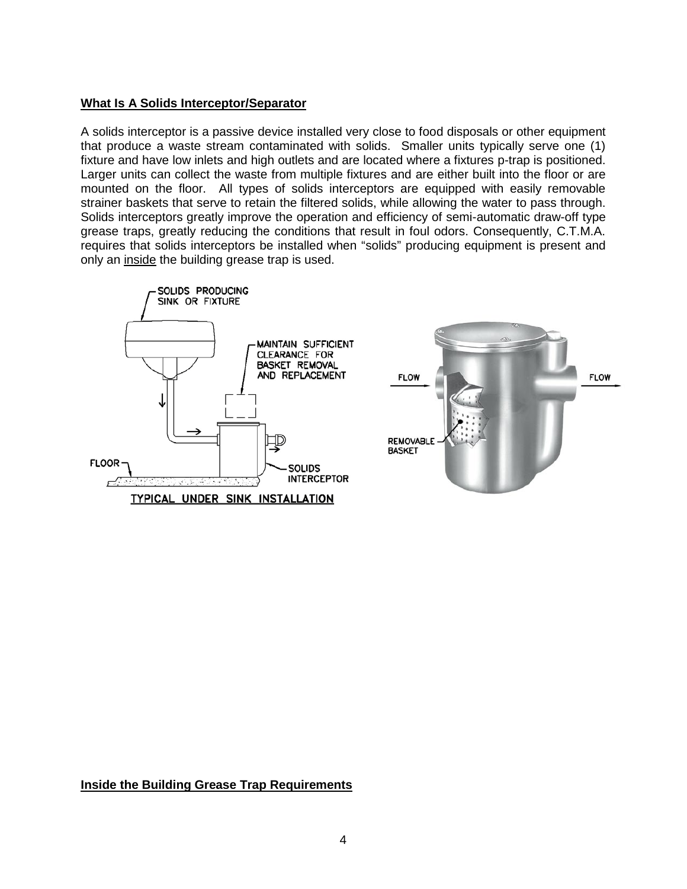## What Is A Solids Interceptor/Separator

A solids interceptor is a passive device installed very close to food disposals or other equipment that produce a waste stream contaminated with solids. Smaller units typically serve one (1) fixture and have low inlets and high outlets and are located where a fixtures p-trap is positioned. Larger units can collect the waste from multiple fixtures and are either built into the floor or are mounted on the floor. All types of solids interceptors are equipped with easily removable strainer baskets that serve to retain the filtered solids, while allowing the water to pass through. Solids interceptors greatly improve the operation and efficiency of semi-automatic draw-off type grease traps, greatly reducing the conditions that result in foul odors. Consequently, C.T.M.A. requires that solids interceptors be installed when "solids" producing equipment is present and only an <u>inside</u> the building grease trap is used.

SOLIDS PRODUCING SINK OR FIXTURE

MAINTAIN SUFFICIENT CLEARANCE FOR BASKET REMOVAL AND REPLACEMENT

FLOOR

SOLIDS INTERCEPTOR

TYPICAL UNDER SINK INSTALLATION

FLOW

FLOW

REMOVABLE BASKET

## Inside the Building Grease Trap Requirements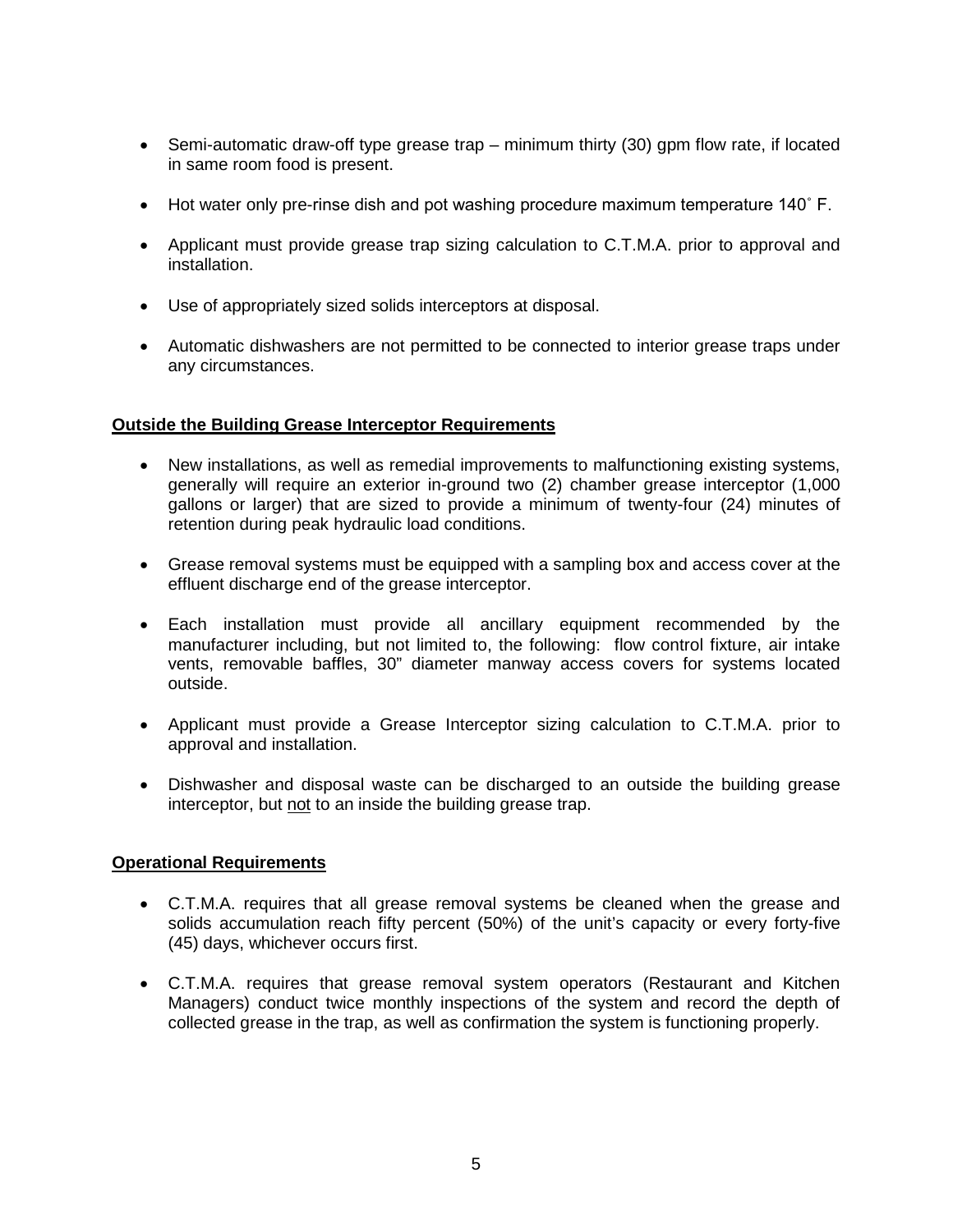- Semi-automatic draw-off type grease trap – minimum thirty (30) gpm flow rate, if located in same room food is present.
- Hot water only pre-rinse dish and pot washing procedure maximum temperature 140˚ F.
- Applicant must provide grease trap sizing calculation to C.T.M.A. prior to approval and installation.
- Use of appropriately sized solids interceptors at disposal.
- Automatic dishwashers are not permitted to be connected to interior grease traps under any circumstances.

**<u>Outside the Building Grease Interceptor Requirements</u>**

- New installations, as well as remedial improvements to malfunctioning existing systems, generally will require an exterior in-ground two (2) chamber grease interceptor (1,000 gallons or larger) that are sized to provide a minimum of twenty-four (24) minutes of retention during peak hydraulic load conditions.
- Grease removal systems must be equipped with a sampling box and access cover at the effluent discharge end of the grease interceptor.
- Each installation must provide all ancillary equipment recommended by the manufacturer including, but not limited to, the following: flow control fixture, air intake vents, removable baffles, 30" diameter manway access covers for systems located outside.
- Applicant must provide a Grease Interceptor sizing calculation to C.T.M.A. prior to approval and installation.
- Dishwasher and disposal waste can be discharged to an outside the building grease interceptor, but <u>not</u> to an inside the building grease trap.

**<u>Operational Requirements</u>**

- C.T.M.A. requires that all grease removal systems be cleaned when the grease and solids accumulation reach fifty percent (50%) of the unit's capacity or every forty-five (45) days, whichever occurs first.
- C.T.M.A. requires that grease removal system operators (Restaurant and Kitchen Managers) conduct twice monthly inspections of the system and record the depth of collected grease in the trap, as well as confirmation the system is functioning properly.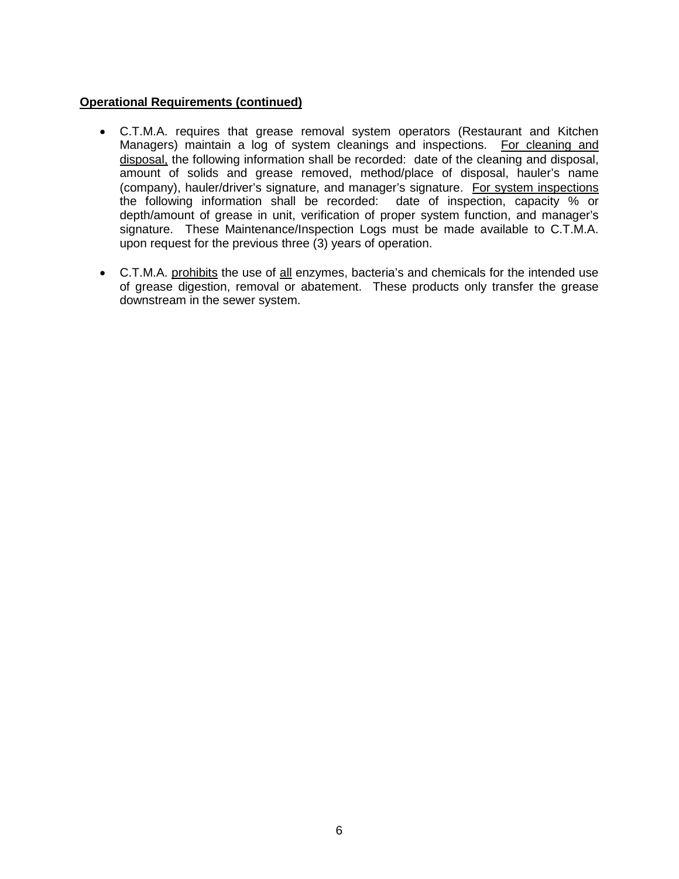**<u>Operational Requirements (continued)</u>**

- C.T.M.A. requires that grease removal system operators (Restaurant and Kitchen Managers) maintain a log of system cleanings and inspections. <u>For cleaning and disposal,</u> the following information shall be recorded: date of the cleaning and disposal, amount of solids and grease removed, method/place of disposal, hauler's name (company), hauler/driver's signature, and manager's signature. <u>For system inspections</u> the following information shall be recorded: date of inspection, capacity % or depth/amount of grease in unit, verification of proper system function, and manager's signature. These Maintenance/Inspection Logs must be made available to C.T.M.A. upon request for the previous three (3) years of operation.

- C.T.M.A. <u>prohibits</u> the use of <u>all</u> enzymes, bacteria's and chemicals for the intended use of grease digestion, removal or abatement. These products only transfer the grease downstream in the sewer system.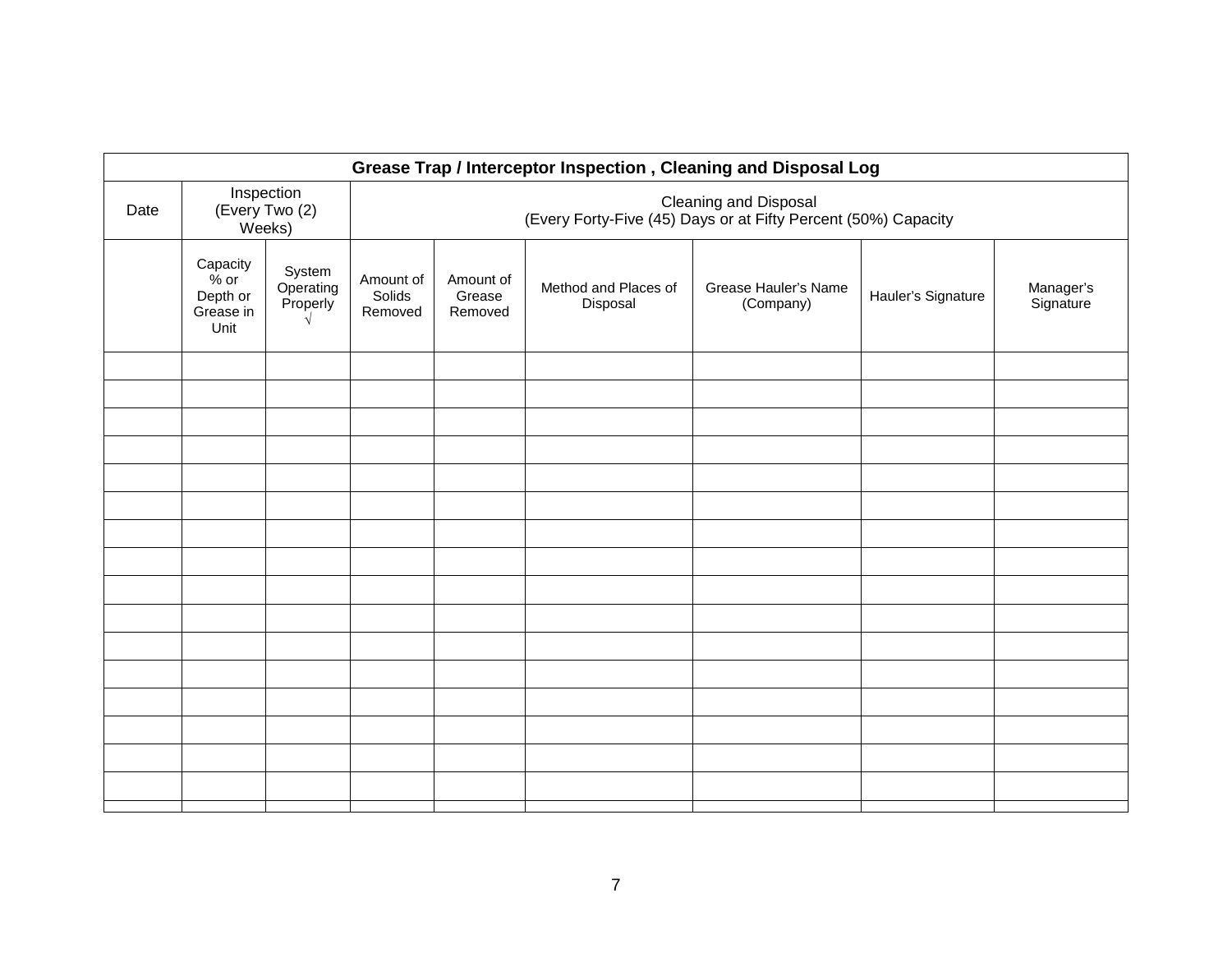| Grease Trap / Interceptor Inspection , Cleaning and Disposal Log | | | | | | | | |
|---|---|---|---|---|---|---|---|---|
| Date | Inspection (Every Two (2) Weeks) | | Cleaning and Disposal (Every Forty-Five (45) Days or at Fifty Percent (50%) Capacity | | | | | |
| | Capacity % or Depth or Grease in Unit | System Operating Properly √ | Amount of Solids Removed | Amount of Grease Removed | Method and Places of Disposal | Grease Hauler's Name (Company) | Hauler's Signature | Manager's Signature |
| | | | | | | | | |
| | | | | | | | | |
| | | | | | | | | |
| | | | | | | | | |
| | | | | | | | | |
| | | | | | | | | |
| | | | | | | | | |
| | | | | | | | | |
| | | | | | | | | |
| | | | | | | | | |
| | | | | | | | | |
| | | | | | | | | |
| | | | | | | | | |
| | | | | | | | | |
| | | | | | | | | |
| | | | | | | | | |
| | | | | | | | | |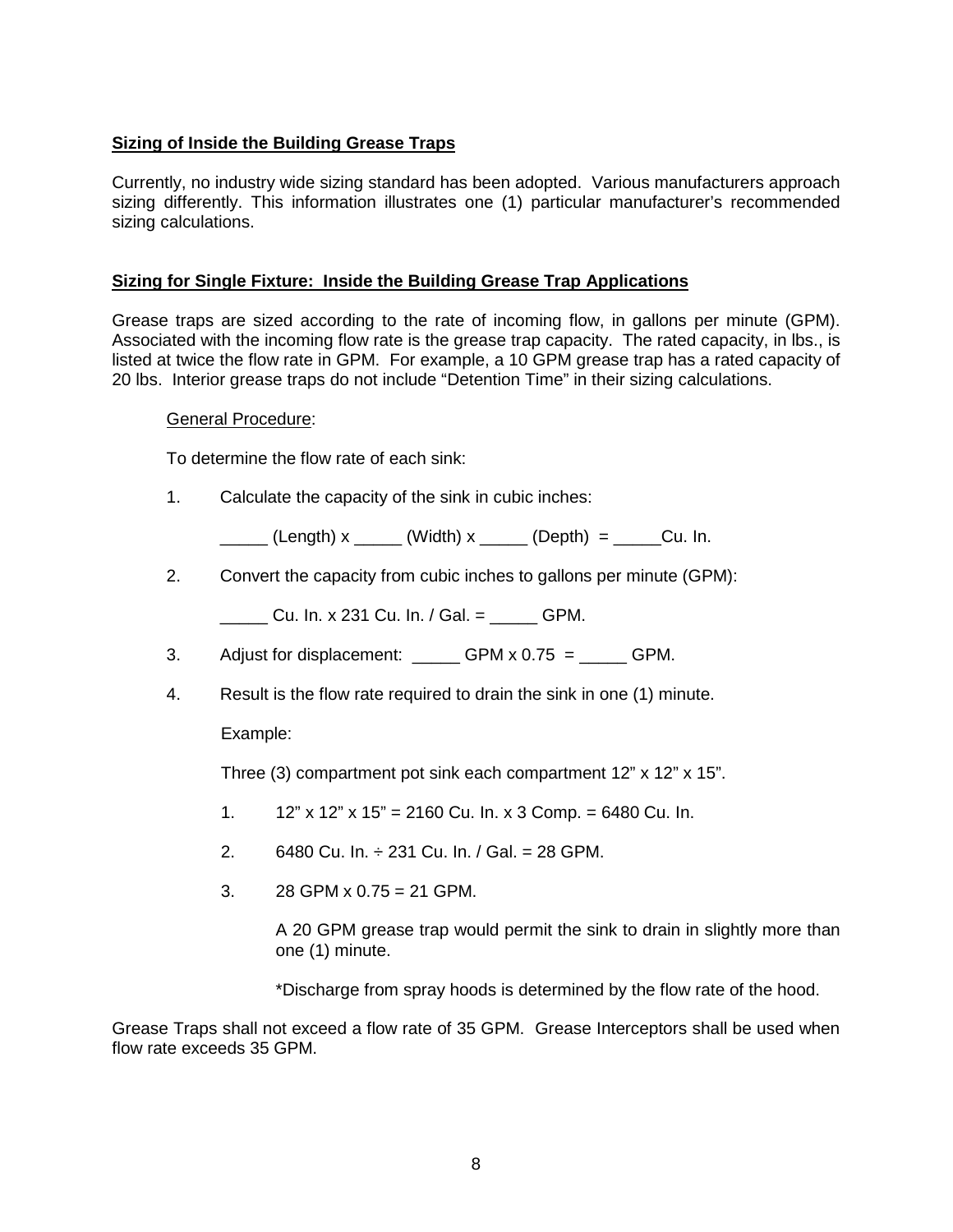## Sizing of Inside the Building Grease Traps

Currently, no industry wide sizing standard has been adopted. Various manufacturers approach sizing differently. This information illustrates one (1) particular manufacturer's recommended sizing calculations.

## Sizing for Single Fixture: Inside the Building Grease Trap Applications

Grease traps are sized according to the rate of incoming flow, in gallons per minute (GPM). Associated with the incoming flow rate is the grease trap capacity. The rated capacity, in lbs., is listed at twice the flow rate in GPM. For example, a 10 GPM grease trap has a rated capacity of 20 lbs. Interior grease traps do not include "Detention Time" in their sizing calculations.

General Procedure:

To determine the flow rate of each sink:

1. Calculate the capacity of the sink in cubic inches:

   _____ (Length) x _____ (Width) x _____ (Depth) = _____Cu. In.

2. Convert the capacity from cubic inches to gallons per minute (GPM):

   _____ Cu. In. x 231 Cu. In. / Gal. = _____ GPM.

3. Adjust for displacement: _____ GPM x 0.75 = _____ GPM.

4. Result is the flow rate required to drain the sink in one (1) minute.

   Example:

   Three (3) compartment pot sink each compartment 12" x 12" x 15".

   1. 12" x 12" x 15" = 2160 Cu. In. x 3 Comp. = 6480 Cu. In.
   2. 6480 Cu. In. ÷ 231 Cu. In. / Gal. = 28 GPM.
   3. 28 GPM x 0.75 = 21 GPM.

      A 20 GPM grease trap would permit the sink to drain in slightly more than one (1) minute.

      *Discharge from spray hoods is determined by the flow rate of the hood.

Grease Traps shall not exceed a flow rate of 35 GPM. Grease Interceptors shall be used when flow rate exceeds 35 GPM.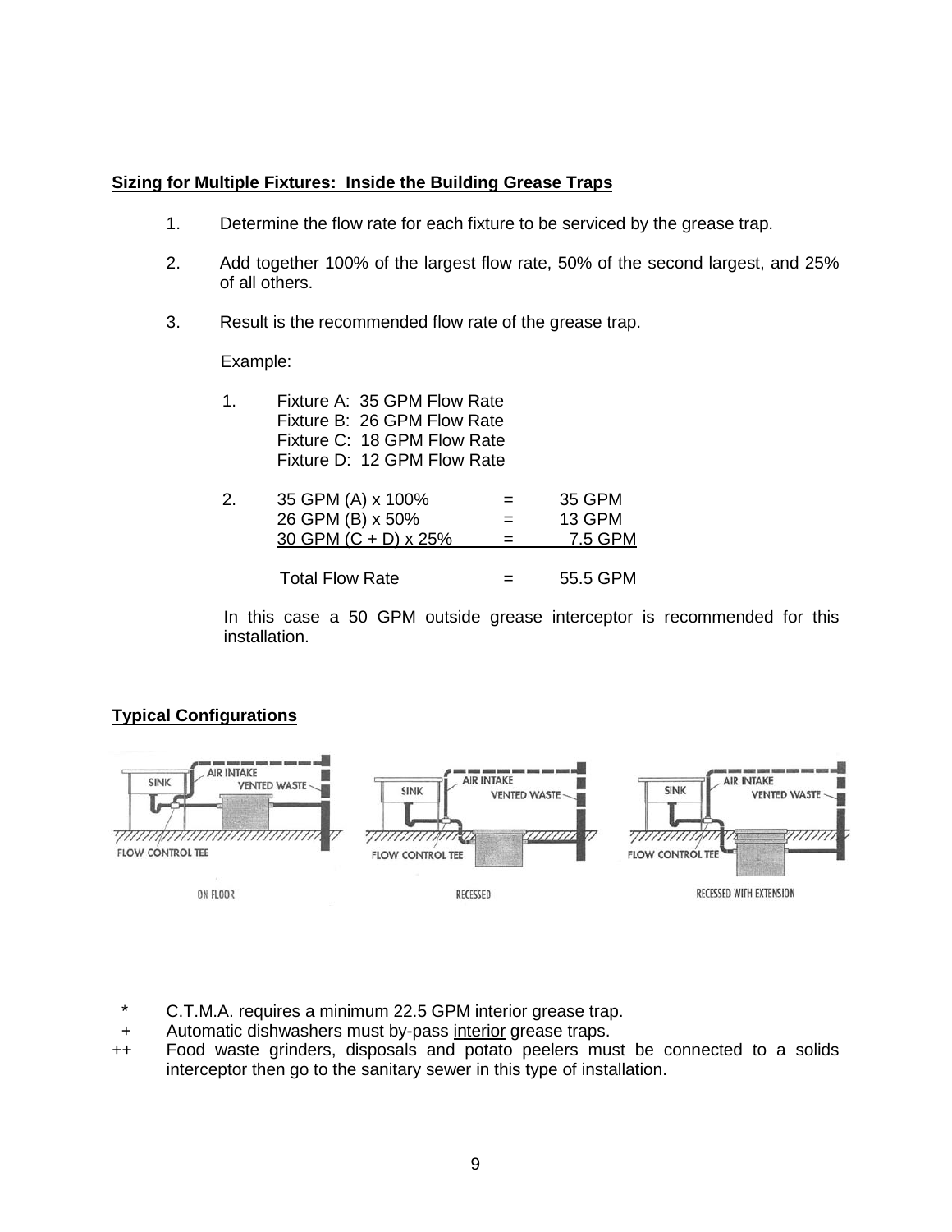**Sizing for Multiple Fixtures: Inside the Building Grease Traps**

1. Determine the flow rate for each fixture to be serviced by the grease trap.

2. Add together 100% of the largest flow rate, 50% of the second largest, and 25% of all others.

3. Result is the recommended flow rate of the grease trap.

Example:

1. Fixture A: 35 GPM Flow Rate
   Fixture B: 26 GPM Flow Rate
   Fixture C: 18 GPM Flow Rate
   Fixture D: 12 GPM Flow Rate

2.

| | | |
|---|---|---|
| 35 GPM (A) x 100% | = | 35 GPM |
| 26 GPM (B) x 50% | = | 13 GPM |
| 30 GPM (C + D) x 25% | = | 7.5 GPM |
| Total Flow Rate | = | 55.5 GPM |

In this case a 50 GPM outside grease interceptor is recommended for this installation.

**Typical Configurations**

ON FLOOR

RECESSED

RECESSED WITH EXTENSION

\* C.T.M.A. requires a minimum 22.5 GPM interior grease trap.

\+ Automatic dishwashers must by-pass interior grease traps.

++ Food waste grinders, disposals and potato peelers must be connected to a solids interceptor then go to the sanitary sewer in this type of installation.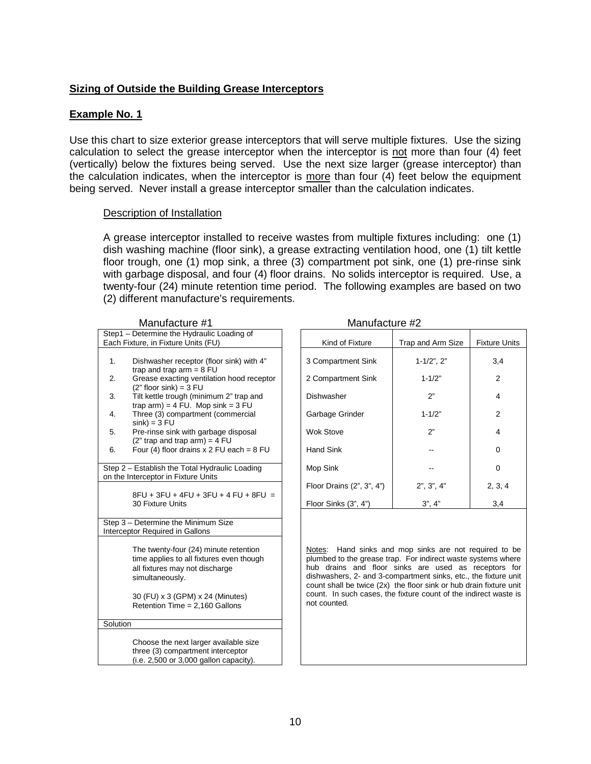**Sizing of Outside the Building Grease Interceptors**

**Example No. 1**

Use this chart to size exterior grease interceptors that will serve multiple fixtures. Use the sizing calculation to select the grease interceptor when the interceptor is not more than four (4) feet (vertically) below the fixtures being served. Use the next size larger (grease interceptor) than the calculation indicates, when the interceptor is more than four (4) feet below the equipment being served. Never install a grease interceptor smaller than the calculation indicates.

Description of Installation

A grease interceptor installed to receive wastes from multiple fixtures including: one (1) dish washing machine (floor sink), a grease extracting ventilation hood, one (1) tilt kettle floor trough, one (1) mop sink, a three (3) compartment pot sink, one (1) pre-rinse sink with garbage disposal, and four (4) floor drains. No solids interceptor is required. Use, a twenty-four (24) minute retention time period. The following examples are based on two (2) different manufacture's requirements.

Manufacture #1

| Step1 – Determine the Hydraulic Loading of Each Fixture, in Fixture Units (FU) |
|---|
| 1. Dishwasher receptor (floor sink) with 4" trap and trap arm = 8 FU<br>2. Grease exacting ventilation hood receptor (2" floor sink) = 3 FU<br>3. Tilt kettle trough (minimum 2" trap and trap arm) = 4 FU. Mop sink = 3 FU<br>4. Three (3) compartment (commercial sink) = 3 FU<br>5. Pre-rinse sink with garbage disposal (2" trap and trap arm) = 4 FU<br>6. Four (4) floor drains x 2 FU each = 8 FU |
| **Step 2 – Establish the Total Hydraulic Loading on the Interceptor in Fixture Units** |
| 8FU + 3FU + 4FU + 3FU + 4 FU + 8FU = 30 Fixture Units |
| **Step 3 – Determine the Minimum Size Interceptor Required in Gallons** |
| The twenty-four (24) minute retention time applies to all fixtures even though all fixtures may not discharge simultaneously.<br><br>30 (FU) x 3 (GPM) x 24 (Minutes) Retention Time = 2,160 Gallons |
| **Solution** |
| Choose the next larger available size three (3) compartment interceptor (i.e. 2,500 or 3,000 gallon capacity). |

Manufacture #2

| Kind of Fixture | Trap and Arm Size | Fixture Units |
|---|---|---|
| 3 Compartment Sink | 1-1/2", 2" | 3,4 |
| 2 Compartment Sink | 1-1/2" | 2 |
| Dishwasher | 2" | 4 |
| Garbage Grinder | 1-1/2" | 2 |
| Wok Stove | 2" | 4 |
| Hand Sink | -- | 0 |
| Mop Sink | -- | 0 |
| Floor Drains (2", 3", 4") | 2", 3", 4" | 2, 3, 4 |
| Floor Sinks (3", 4") | 3", 4" | 3,4 |

Notes: Hand sinks and mop sinks are not required to be plumbed to the grease trap. For indirect waste systems where hub drains and floor sinks are used as receptors for dishwashers, 2- and 3-compartment sinks, etc., the fixture unit count shall be twice (2x) the floor sink or hub drain fixture unit count. In such cases, the fixture count of the indirect waste is not counted.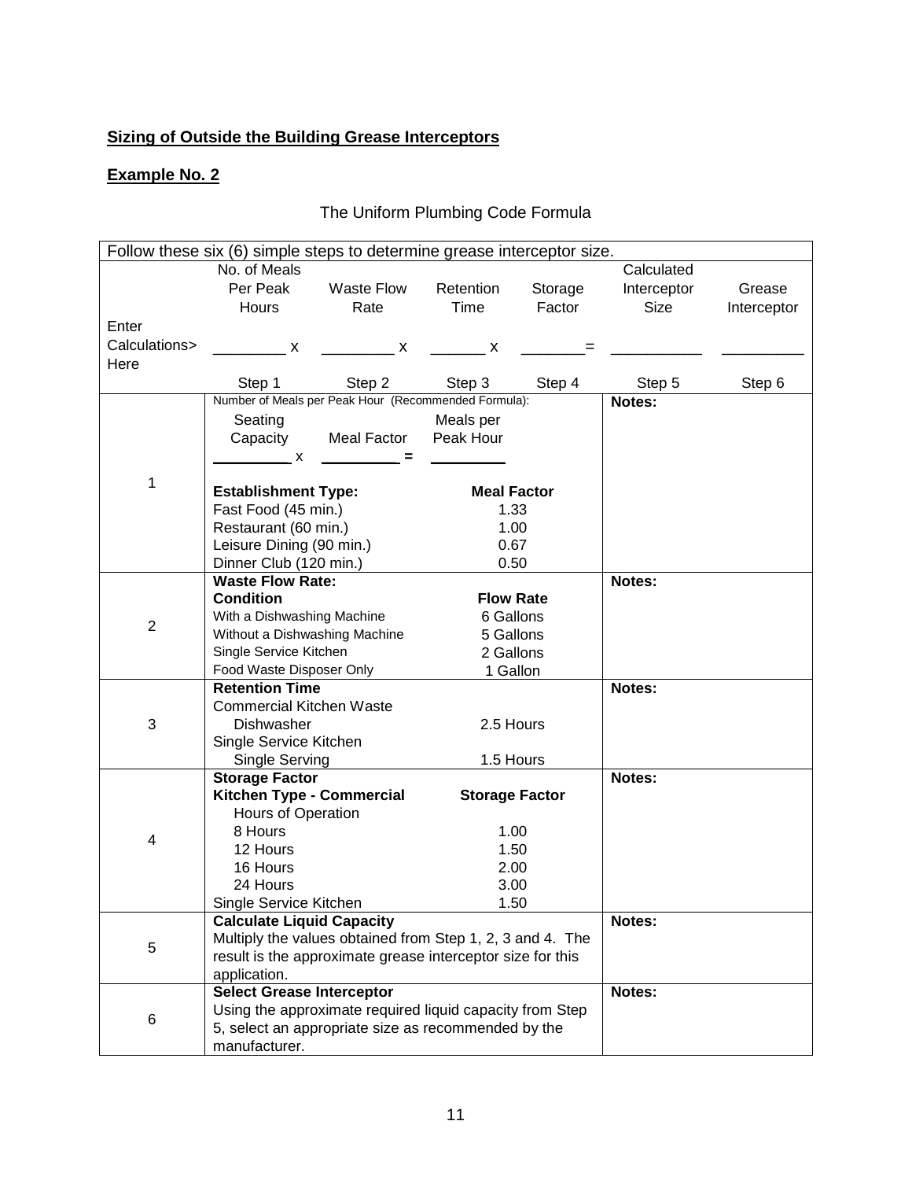**Sizing of Outside the Building Grease Interceptors**

**Example No. 2**

The Uniform Plumbing Code Formula

| Follow these six (6) simple steps to determine grease interceptor size. | | | | | | |
|---|---|---|---|---|---|---|
| | No. of Meals Per Peak Hours | Waste Flow Rate | Retention Time | Storage Factor | Calculated Interceptor Size | Grease Interceptor |
| Enter Calculations> Here | ________ x | ________ x | _______ x | ________= | ___________ | __________ |
| | Step 1 | Step 2 | Step 3 | Step 4 | Step 5 | Step 6 |
| 1 | Number of Meals per Peak Hour (Recommended Formula): Seating Capacity x Meal Factor = Meals per Peak Hour<br>**Establishment Type:** / **Meal Factor**<br>Fast Food (45 min.) 1.33<br>Restaurant (60 min.) 1.00<br>Leisure Dining (90 min.) 0.67<br>Dinner Club (120 min.) 0.50 | | | | **Notes:** | |
| 2 | **Waste Flow Rate:**<br>**Condition** / **Flow Rate**<br>With a Dishwashing Machine 6 Gallons<br>Without a Dishwashing Machine 5 Gallons<br>Single Service Kitchen 2 Gallons<br>Food Waste Disposer Only 1 Gallon | | | | **Notes:** | |
| 3 | **Retention Time**<br>Commercial Kitchen Waste<br>Dishwasher 2.5 Hours<br>Single Service Kitchen<br>Single Serving 1.5 Hours | | | | **Notes:** | |
| 4 | **Storage Factor**<br>**Kitchen Type - Commercial** / **Storage Factor**<br>Hours of Operation<br>8 Hours 1.00<br>12 Hours 1.50<br>16 Hours 2.00<br>24 Hours 3.00<br>Single Service Kitchen 1.50 | | | | **Notes:** | |
| 5 | **Calculate Liquid Capacity**<br>Multiply the values obtained from Step 1, 2, 3 and 4. The result is the approximate grease interceptor size for this application. | | | | **Notes:** | |
| 6 | **Select Grease Interceptor**<br>Using the approximate required liquid capacity from Step 5, select an appropriate size as recommended by the manufacturer. | | | | **Notes:** | |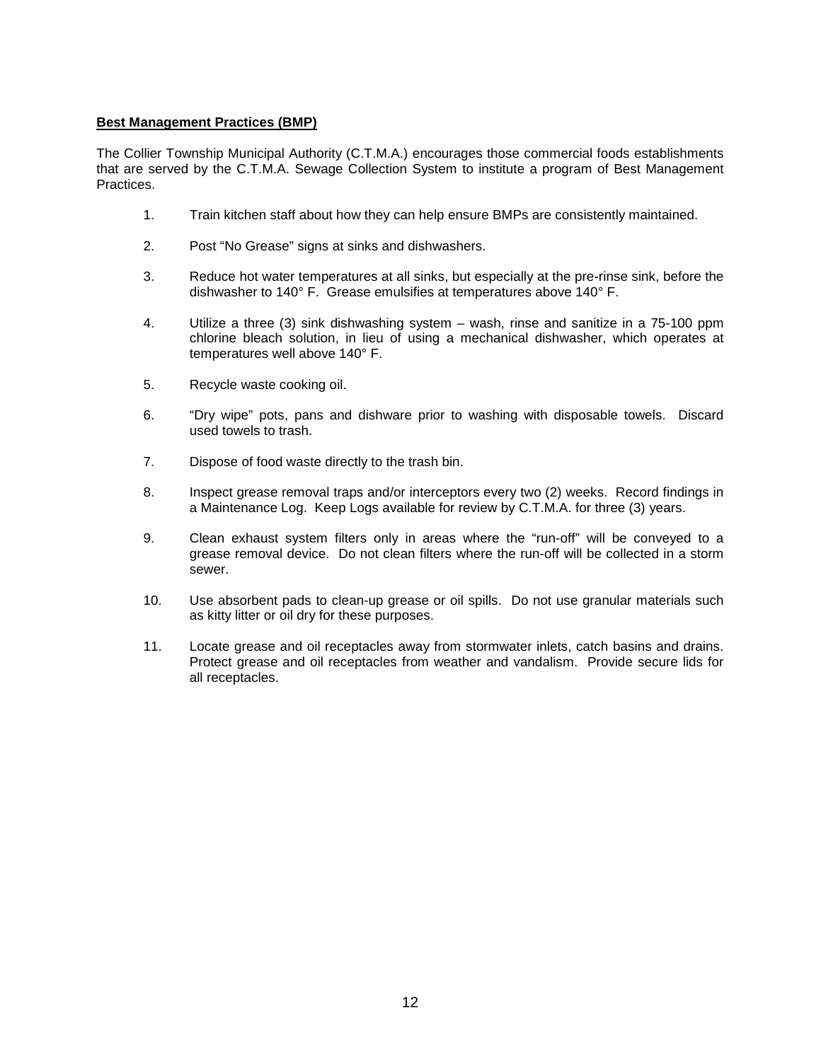**Best Management Practices (BMP)**

The Collier Township Municipal Authority (C.T.M.A.) encourages those commercial foods establishments that are served by the C.T.M.A. Sewage Collection System to institute a program of Best Management Practices.

1. Train kitchen staff about how they can help ensure BMPs are consistently maintained.

2. Post “No Grease” signs at sinks and dishwashers.

3. Reduce hot water temperatures at all sinks, but especially at the pre-rinse sink, before the dishwasher to 140° F. Grease emulsifies at temperatures above 140° F.

4. Utilize a three (3) sink dishwashing system – wash, rinse and sanitize in a 75-100 ppm chlorine bleach solution, in lieu of using a mechanical dishwasher, which operates at temperatures well above 140° F.

5. Recycle waste cooking oil.

6. “Dry wipe” pots, pans and dishware prior to washing with disposable towels. Discard used towels to trash.

7. Dispose of food waste directly to the trash bin.

8. Inspect grease removal traps and/or interceptors every two (2) weeks. Record findings in a Maintenance Log. Keep Logs available for review by C.T.M.A. for three (3) years.

9. Clean exhaust system filters only in areas where the “run-off” will be conveyed to a grease removal device. Do not clean filters where the run-off will be collected in a storm sewer.

10. Use absorbent pads to clean-up grease or oil spills. Do not use granular materials such as kitty litter or oil dry for these purposes.

11. Locate grease and oil receptacles away from stormwater inlets, catch basins and drains. Protect grease and oil receptacles from weather and vandalism. Provide secure lids for all receptacles.